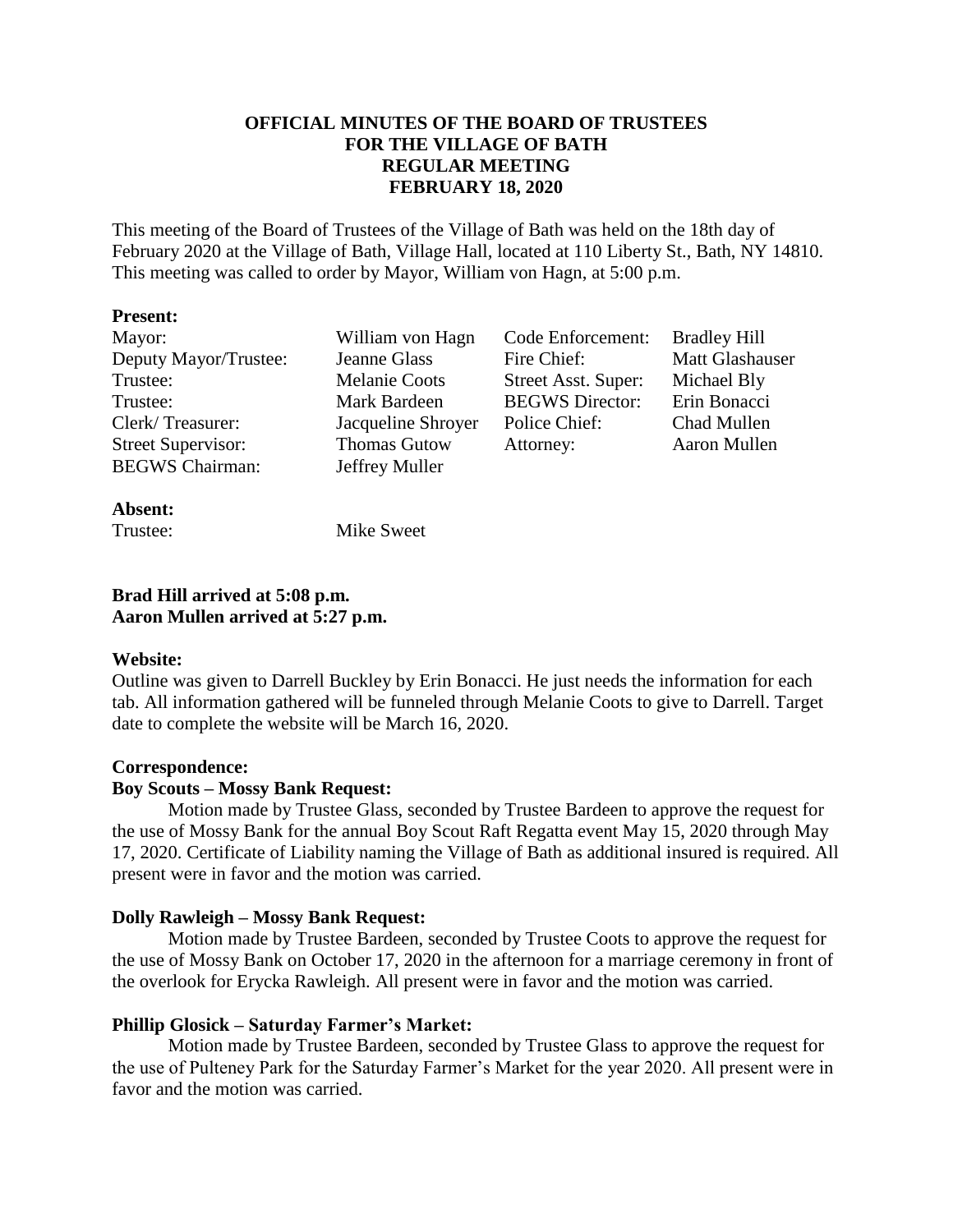# OFFICIAL MINUTES OF THE BOARD OF TRUSTEES FOR THE VILLAGE OF BATH REGULAR MEETING FEBRUARY 18, 2020

This meeting of the Board of Trustees of the Village of Bath was held on the 18th day of February 2020 at the Village of Bath, Village Hall, located at 110 Liberty St., Bath, NY 14810. This meeting was called to order by Mayor, William von Hagn, at 5:00 p.m.

**Present:**

| | | | |
|---|---|---|---|
| Mayor: | William von Hagn | Code Enforcement: | Bradley Hill |
| Deputy Mayor/Trustee: | Jeanne Glass | Fire Chief: | Matt Glashauser |
| Trustee: | Melanie Coots | Street Asst. Super: | Michael Bly |
| Trustee: | Mark Bardeen | BEGWS Director: | Erin Bonacci |
| Clerk/ Treasurer: | Jacqueline Shroyer | Police Chief: | Chad Mullen |
| Street Supervisor: | Thomas Gutow | Attorney: | Aaron Mullen |
| BEGWS Chairman: | Jeffrey Muller | | |

**Absent:**

Trustee: Mike Sweet

**Brad Hill arrived at 5:08 p.m.**
**Aaron Mullen arrived at 5:27 p.m.**

**Website:**

Outline was given to Darrell Buckley by Erin Bonacci. He just needs the information for each tab. All information gathered will be funneled through Melanie Coots to give to Darrell. Target date to complete the website will be March 16, 2020.

**Correspondence:**

**Boy Scouts – Mossy Bank Request:**

Motion made by Trustee Glass, seconded by Trustee Bardeen to approve the request for the use of Mossy Bank for the annual Boy Scout Raft Regatta event May 15, 2020 through May 17, 2020. Certificate of Liability naming the Village of Bath as additional insured is required. All present were in favor and the motion was carried.

**Dolly Rawleigh – Mossy Bank Request:**

Motion made by Trustee Bardeen, seconded by Trustee Coots to approve the request for the use of Mossy Bank on October 17, 2020 in the afternoon for a marriage ceremony in front of the overlook for Erycka Rawleigh. All present were in favor and the motion was carried.

**Phillip Glosick – Saturday Farmer's Market:**

Motion made by Trustee Bardeen, seconded by Trustee Glass to approve the request for the use of Pulteney Park for the Saturday Farmer's Market for the year 2020. All present were in favor and the motion was carried.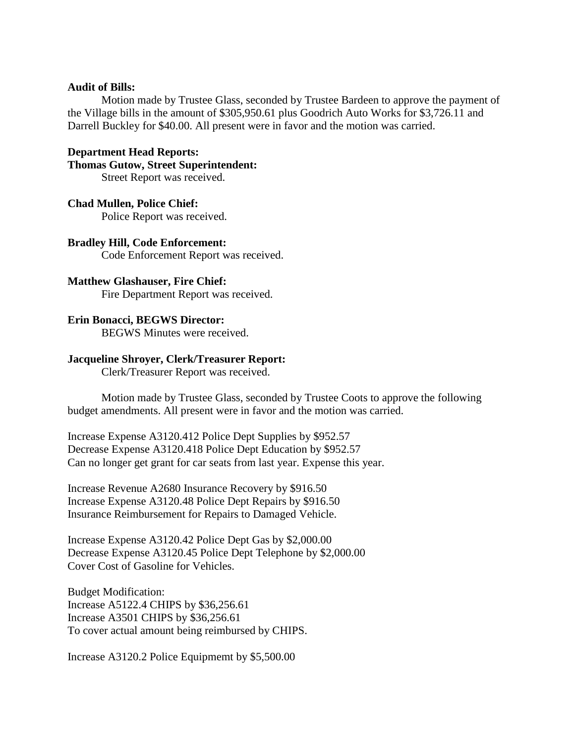**Audit of Bills:**

Motion made by Trustee Glass, seconded by Trustee Bardeen to approve the payment of the Village bills in the amount of $305,950.61 plus Goodrich Auto Works for $3,726.11 and Darrell Buckley for $40.00. All present were in favor and the motion was carried.

**Department Head Reports:**

**Thomas Gutow, Street Superintendent:**

Street Report was received.

**Chad Mullen, Police Chief:**

Police Report was received.

**Bradley Hill, Code Enforcement:**

Code Enforcement Report was received.

**Matthew Glashauser, Fire Chief:**

Fire Department Report was received.

**Erin Bonacci, BEGWS Director:**

BEGWS Minutes were received.

**Jacqueline Shroyer, Clerk/Treasurer Report:**

Clerk/Treasurer Report was received.

Motion made by Trustee Glass, seconded by Trustee Coots to approve the following budget amendments. All present were in favor and the motion was carried.

Increase Expense A3120.412 Police Dept Supplies by $952.57
Decrease Expense A3120.418 Police Dept Education by $952.57
Can no longer get grant for car seats from last year. Expense this year.

Increase Revenue A2680 Insurance Recovery by $916.50
Increase Expense A3120.48 Police Dept Repairs by $916.50
Insurance Reimbursement for Repairs to Damaged Vehicle.

Increase Expense A3120.42 Police Dept Gas by $2,000.00
Decrease Expense A3120.45 Police Dept Telephone by $2,000.00
Cover Cost of Gasoline for Vehicles.

Budget Modification:
Increase A5122.4 CHIPS by $36,256.61
Increase A3501 CHIPS by $36,256.61
To cover actual amount being reimbursed by CHIPS.

Increase A3120.2 Police Equipmemt by $5,500.00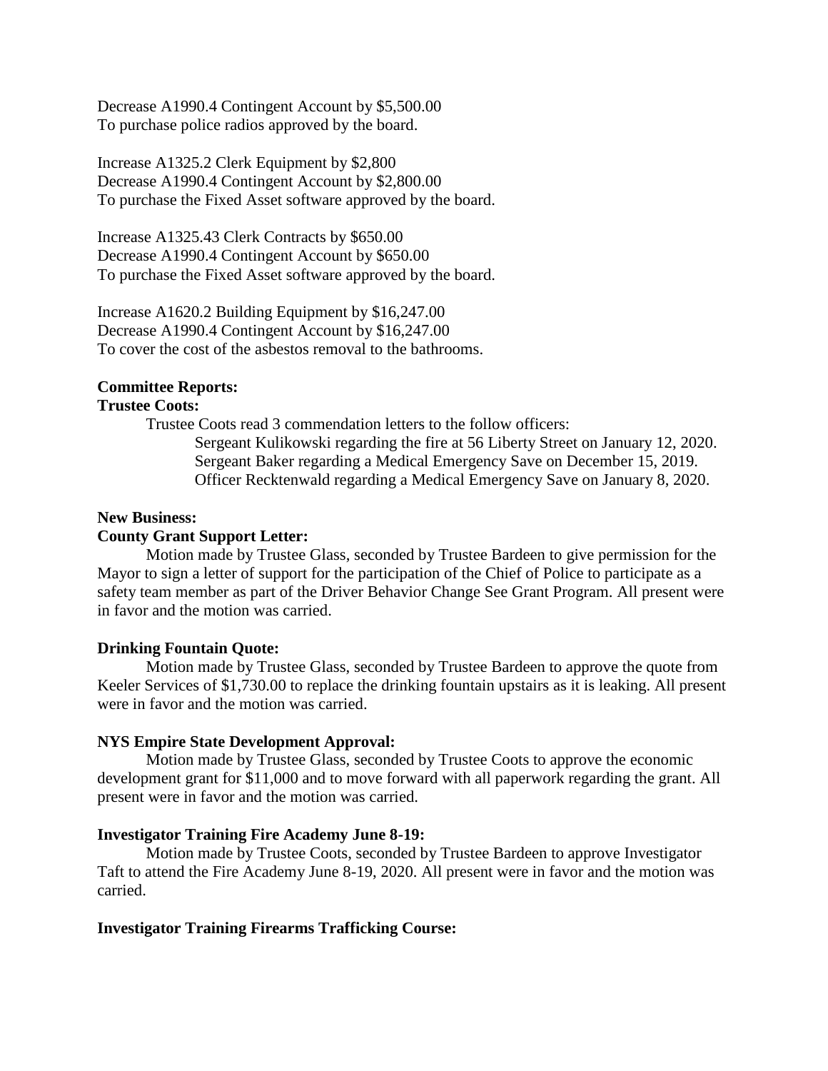Decrease A1990.4 Contingent Account by $5,500.00
To purchase police radios approved by the board.

Increase A1325.2 Clerk Equipment by $2,800
Decrease A1990.4 Contingent Account by $2,800.00
To purchase the Fixed Asset software approved by the board.

Increase A1325.43 Clerk Contracts by $650.00
Decrease A1990.4 Contingent Account by $650.00
To purchase the Fixed Asset software approved by the board.

Increase A1620.2 Building Equipment by $16,247.00
Decrease A1990.4 Contingent Account by $16,247.00
To cover the cost of the asbestos removal to the bathrooms.

**Committee Reports:**

**Trustee Coots:**

Trustee Coots read 3 commendation letters to the follow officers:

Sergeant Kulikowski regarding the fire at 56 Liberty Street on January 12, 2020.
Sergeant Baker regarding a Medical Emergency Save on December 15, 2019.
Officer Recktenwald regarding a Medical Emergency Save on January 8, 2020.

**New Business:**

**County Grant Support Letter:**

Motion made by Trustee Glass, seconded by Trustee Bardeen to give permission for the Mayor to sign a letter of support for the participation of the Chief of Police to participate as a safety team member as part of the Driver Behavior Change See Grant Program. All present were in favor and the motion was carried.

**Drinking Fountain Quote:**

Motion made by Trustee Glass, seconded by Trustee Bardeen to approve the quote from Keeler Services of $1,730.00 to replace the drinking fountain upstairs as it is leaking. All present were in favor and the motion was carried.

**NYS Empire State Development Approval:**

Motion made by Trustee Glass, seconded by Trustee Coots to approve the economic development grant for $11,000 and to move forward with all paperwork regarding the grant. All present were in favor and the motion was carried.

**Investigator Training Fire Academy June 8-19:**

Motion made by Trustee Coots, seconded by Trustee Bardeen to approve Investigator Taft to attend the Fire Academy June 8-19, 2020. All present were in favor and the motion was carried.

**Investigator Training Firearms Trafficking Course:**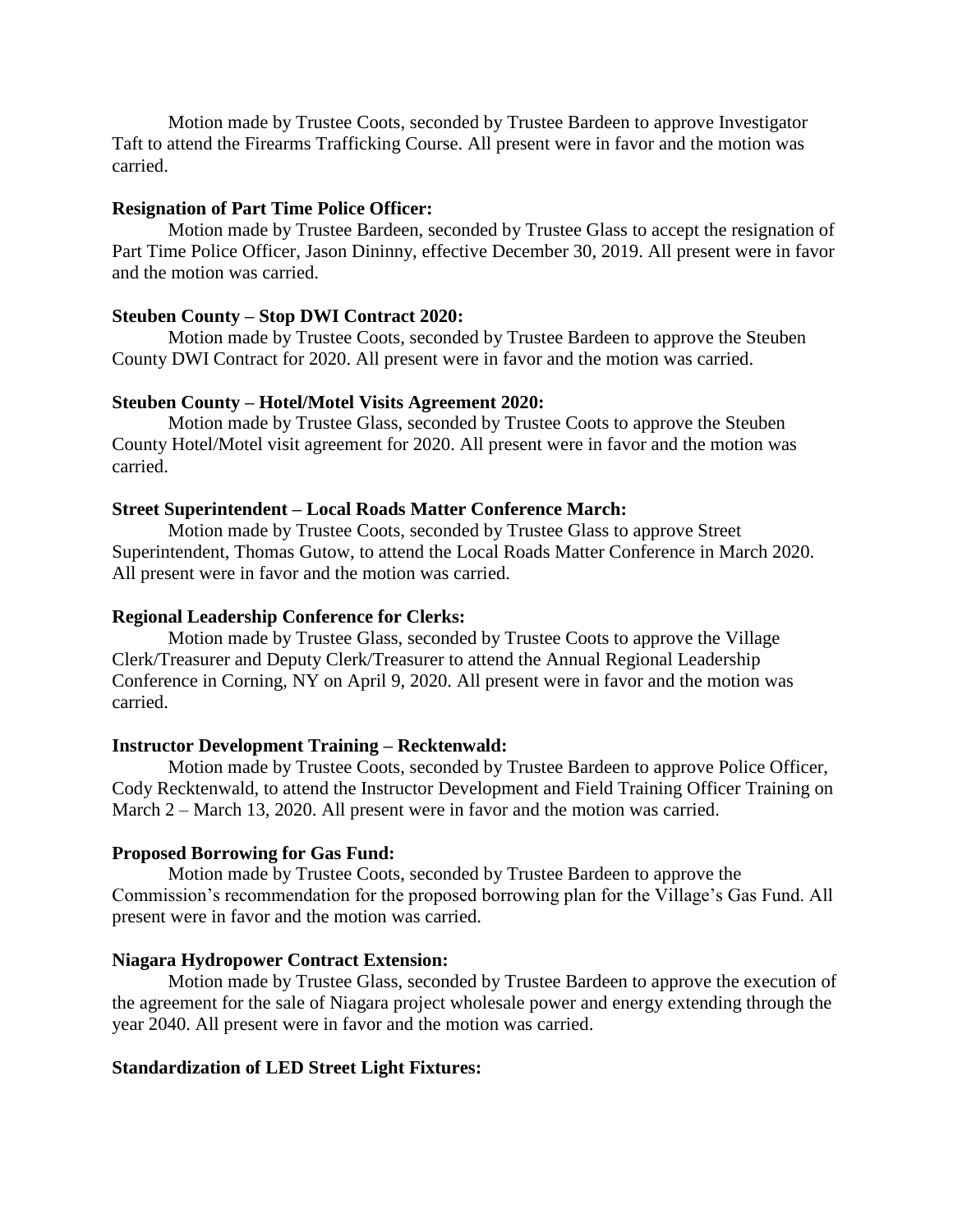Motion made by Trustee Coots, seconded by Trustee Bardeen to approve Investigator Taft to attend the Firearms Trafficking Course. All present were in favor and the motion was carried.

**Resignation of Part Time Police Officer:**

Motion made by Trustee Bardeen, seconded by Trustee Glass to accept the resignation of Part Time Police Officer, Jason Dininny, effective December 30, 2019. All present were in favor and the motion was carried.

**Steuben County – Stop DWI Contract 2020:**

Motion made by Trustee Coots, seconded by Trustee Bardeen to approve the Steuben County DWI Contract for 2020. All present were in favor and the motion was carried.

**Steuben County – Hotel/Motel Visits Agreement 2020:**

Motion made by Trustee Glass, seconded by Trustee Coots to approve the Steuben County Hotel/Motel visit agreement for 2020. All present were in favor and the motion was carried.

**Street Superintendent – Local Roads Matter Conference March:**

Motion made by Trustee Coots, seconded by Trustee Glass to approve Street Superintendent, Thomas Gutow, to attend the Local Roads Matter Conference in March 2020. All present were in favor and the motion was carried.

**Regional Leadership Conference for Clerks:**

Motion made by Trustee Glass, seconded by Trustee Coots to approve the Village Clerk/Treasurer and Deputy Clerk/Treasurer to attend the Annual Regional Leadership Conference in Corning, NY on April 9, 2020. All present were in favor and the motion was carried.

**Instructor Development Training – Recktenwald:**

Motion made by Trustee Coots, seconded by Trustee Bardeen to approve Police Officer, Cody Recktenwald, to attend the Instructor Development and Field Training Officer Training on March 2 – March 13, 2020. All present were in favor and the motion was carried.

**Proposed Borrowing for Gas Fund:**

Motion made by Trustee Coots, seconded by Trustee Bardeen to approve the Commission's recommendation for the proposed borrowing plan for the Village's Gas Fund. All present were in favor and the motion was carried.

**Niagara Hydropower Contract Extension:**

Motion made by Trustee Glass, seconded by Trustee Bardeen to approve the execution of the agreement for the sale of Niagara project wholesale power and energy extending through the year 2040. All present were in favor and the motion was carried.

**Standardization of LED Street Light Fixtures:**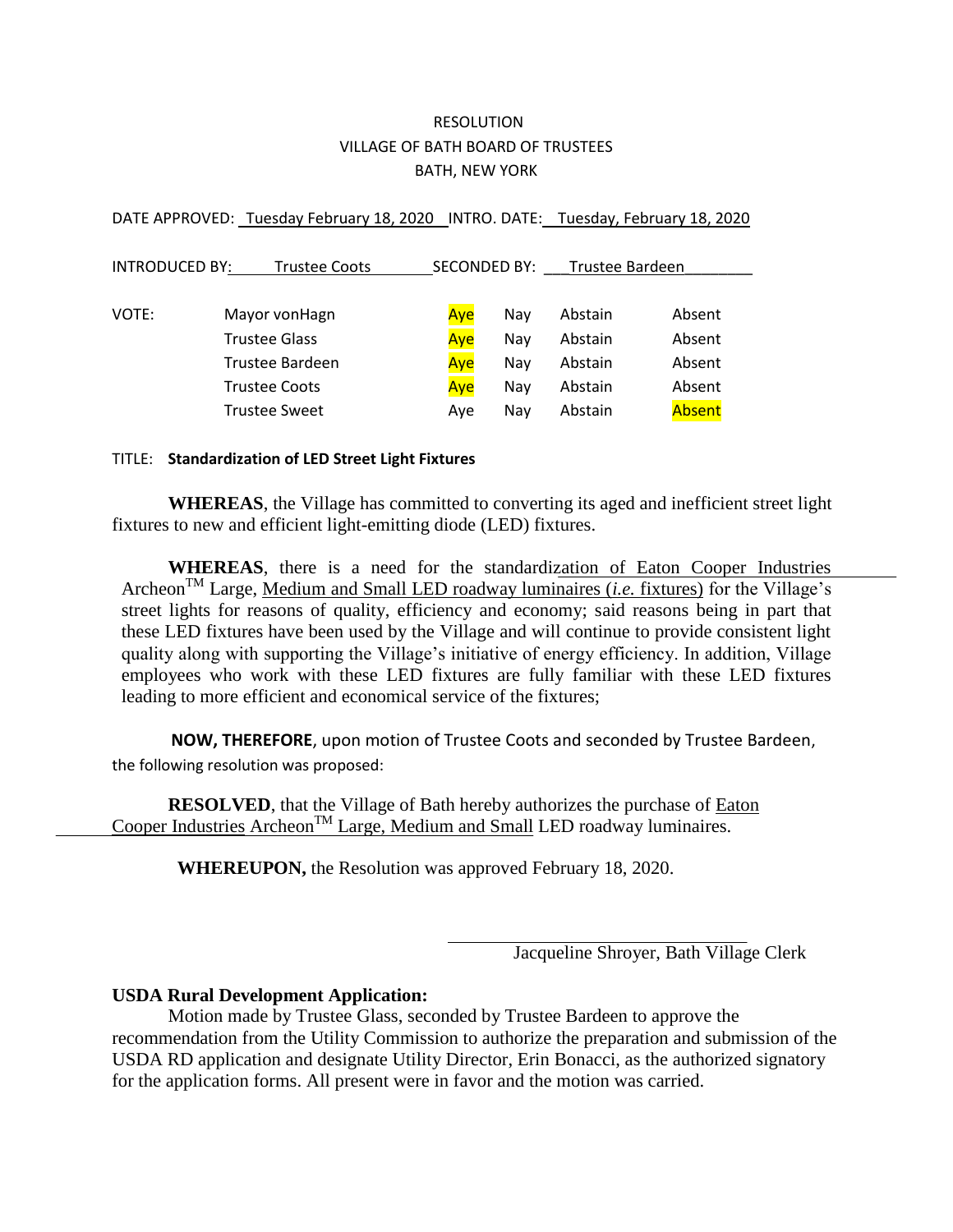RESOLUTION
VILLAGE OF BATH BOARD OF TRUSTEES
BATH, NEW YORK

DATE APPROVED: Tuesday February 18, 2020 INTRO. DATE: Tuesday, February 18, 2020

INTRODUCED BY: Trustee Coots SECONDED BY: Trustee Bardeen

| VOTE: | | | | | |
|---|---|---|---|---|---|
| | Mayor vonHagn | **Aye** | Nay | Abstain | Absent |
| | Trustee Glass | **Aye** | Nay | Abstain | Absent |
| | Trustee Bardeen | **Aye** | Nay | Abstain | Absent |
| | Trustee Coots | **Aye** | Nay | Abstain | Absent |
| | Trustee Sweet | Aye | Nay | Abstain | **Absent** |

TITLE: **Standardization of LED Street Light Fixtures**

**WHEREAS**, the Village has committed to converting its aged and inefficient street light fixtures to new and efficient light-emitting diode (LED) fixtures.

**WHEREAS**, there is a need for the standardization of Eaton Cooper Industries Archeon™ Large, Medium and Small LED roadway luminaires (*i.e.* fixtures) for the Village's street lights for reasons of quality, efficiency and economy; said reasons being in part that these LED fixtures have been used by the Village and will continue to provide consistent light quality along with supporting the Village's initiative of energy efficiency. In addition, Village employees who work with these LED fixtures are fully familiar with these LED fixtures leading to more efficient and economical service of the fixtures;

**NOW, THEREFORE**, upon motion of Trustee Coots and seconded by Trustee Bardeen, the following resolution was proposed:

**RESOLVED**, that the Village of Bath hereby authorizes the purchase of Eaton Cooper Industries Archeon™ Large, Medium and Small LED roadway luminaires.

**WHEREUPON,** the Resolution was approved February 18, 2020.

Jacqueline Shroyer, Bath Village Clerk

**USDA Rural Development Application:**

Motion made by Trustee Glass, seconded by Trustee Bardeen to approve the recommendation from the Utility Commission to authorize the preparation and submission of the USDA RD application and designate Utility Director, Erin Bonacci, as the authorized signatory for the application forms. All present were in favor and the motion was carried.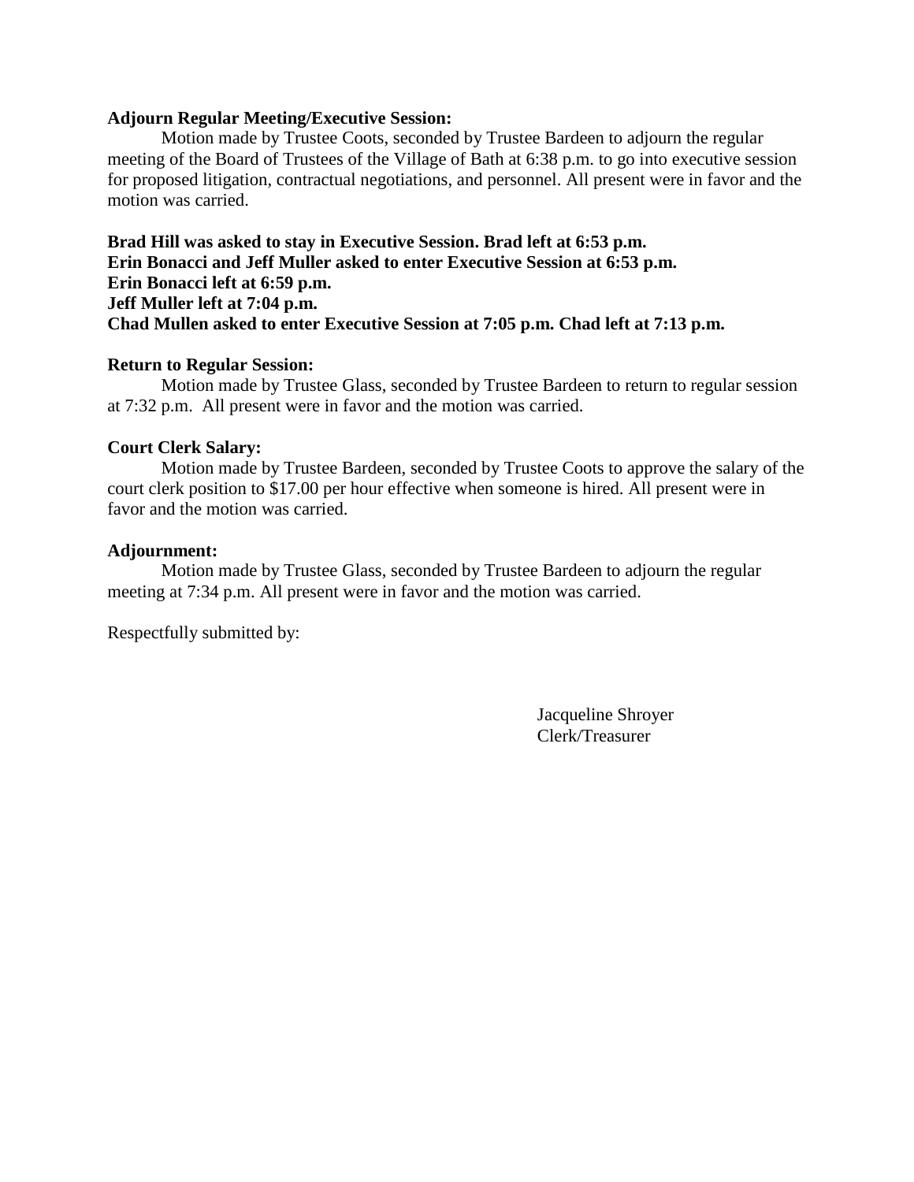**Adjourn Regular Meeting/Executive Session:**

Motion made by Trustee Coots, seconded by Trustee Bardeen to adjourn the regular meeting of the Board of Trustees of the Village of Bath at 6:38 p.m. to go into executive session for proposed litigation, contractual negotiations, and personnel. All present were in favor and the motion was carried.

**Brad Hill was asked to stay in Executive Session. Brad left at 6:53 p.m.**
**Erin Bonacci and Jeff Muller asked to enter Executive Session at 6:53 p.m.**
**Erin Bonacci left at 6:59 p.m.**
**Jeff Muller left at 7:04 p.m.**
**Chad Mullen asked to enter Executive Session at 7:05 p.m. Chad left at 7:13 p.m.**

**Return to Regular Session:**

Motion made by Trustee Glass, seconded by Trustee Bardeen to return to regular session at 7:32 p.m. All present were in favor and the motion was carried.

**Court Clerk Salary:**

Motion made by Trustee Bardeen, seconded by Trustee Coots to approve the salary of the court clerk position to $17.00 per hour effective when someone is hired. All present were in favor and the motion was carried.

**Adjournment:**

Motion made by Trustee Glass, seconded by Trustee Bardeen to adjourn the regular meeting at 7:34 p.m. All present were in favor and the motion was carried.

Respectfully submitted by:

Jacqueline Shroyer
Clerk/Treasurer